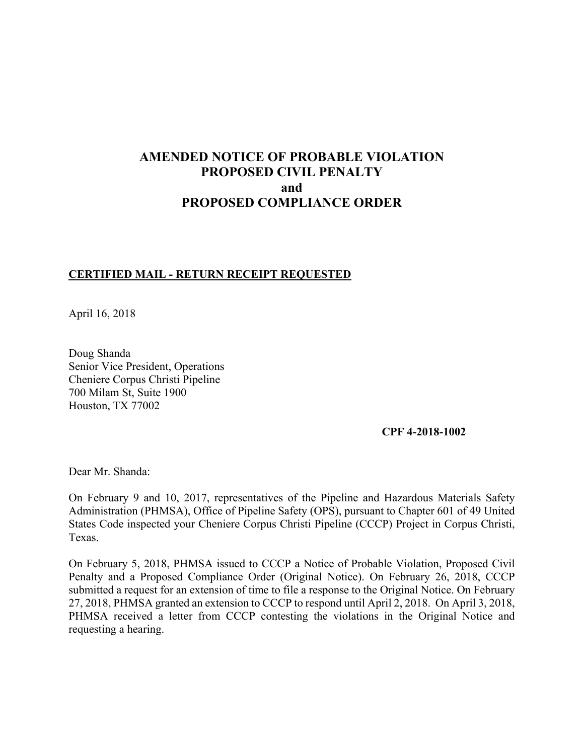# AMENDED NOTICE OF PROBABLE VIOLATION
# PROPOSED CIVIL PENALTY
# and
# PROPOSED COMPLIANCE ORDER

**CERTIFIED MAIL - RETURN RECEIPT REQUESTED**

April 16, 2018

Doug Shanda
Senior Vice President, Operations
Cheniere Corpus Christi Pipeline
700 Milam St, Suite 1900
Houston, TX 77002

**CPF 4-2018-1002**

Dear Mr. Shanda:

On February 9 and 10, 2017, representatives of the Pipeline and Hazardous Materials Safety Administration (PHMSA), Office of Pipeline Safety (OPS), pursuant to Chapter 601 of 49 United States Code inspected your Cheniere Corpus Christi Pipeline (CCCP) Project in Corpus Christi, Texas.

On February 5, 2018, PHMSA issued to CCCP a Notice of Probable Violation, Proposed Civil Penalty and a Proposed Compliance Order (Original Notice). On February 26, 2018, CCCP submitted a request for an extension of time to file a response to the Original Notice. On February 27, 2018, PHMSA granted an extension to CCCP to respond until April 2, 2018. On April 3, 2018, PHMSA received a letter from CCCP contesting the violations in the Original Notice and requesting a hearing.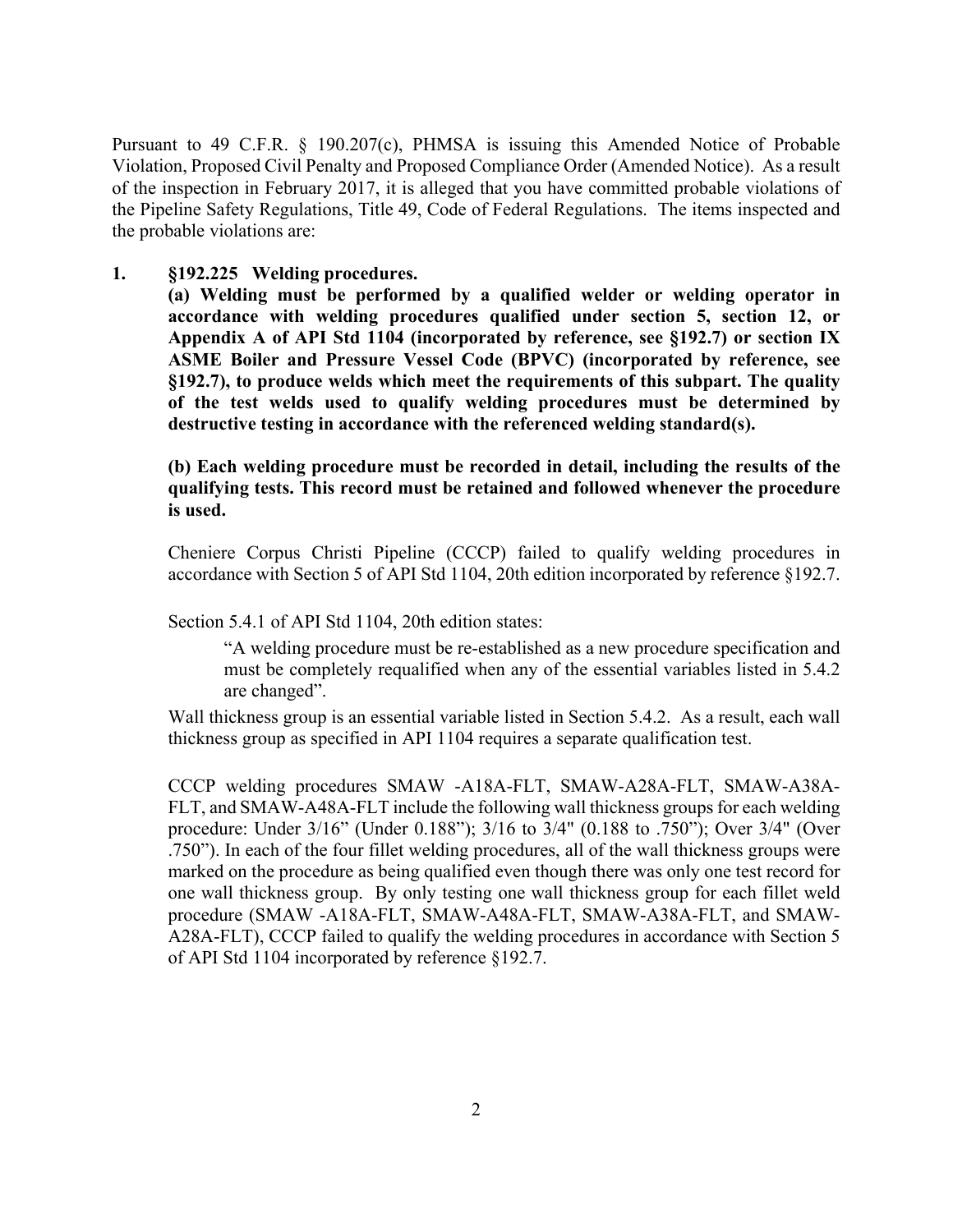Pursuant to 49 C.F.R. § 190.207(c), PHMSA is issuing this Amended Notice of Probable Violation, Proposed Civil Penalty and Proposed Compliance Order (Amended Notice). As a result of the inspection in February 2017, it is alleged that you have committed probable violations of the Pipeline Safety Regulations, Title 49, Code of Federal Regulations. The items inspected and the probable violations are:

**1. §192.225 Welding procedures.**

**(a) Welding must be performed by a qualified welder or welding operator in accordance with welding procedures qualified under section 5, section 12, or Appendix A of API Std 1104 (incorporated by reference, see §192.7) or section IX ASME Boiler and Pressure Vessel Code (BPVC) (incorporated by reference, see §192.7), to produce welds which meet the requirements of this subpart. The quality of the test welds used to qualify welding procedures must be determined by destructive testing in accordance with the referenced welding standard(s).**

**(b) Each welding procedure must be recorded in detail, including the results of the qualifying tests. This record must be retained and followed whenever the procedure is used.**

Cheniere Corpus Christi Pipeline (CCCP) failed to qualify welding procedures in accordance with Section 5 of API Std 1104, 20th edition incorporated by reference §192.7.

Section 5.4.1 of API Std 1104, 20th edition states:

> "A welding procedure must be re-established as a new procedure specification and must be completely requalified when any of the essential variables listed in 5.4.2 are changed".

Wall thickness group is an essential variable listed in Section 5.4.2. As a result, each wall thickness group as specified in API 1104 requires a separate qualification test.

CCCP welding procedures SMAW -A18A-FLT, SMAW-A28A-FLT, SMAW-A38A-FLT, and SMAW-A48A-FLT include the following wall thickness groups for each welding procedure: Under 3/16" (Under 0.188"); 3/16 to 3/4" (0.188 to .750"); Over 3/4" (Over .750"). In each of the four fillet welding procedures, all of the wall thickness groups were marked on the procedure as being qualified even though there was only one test record for one wall thickness group. By only testing one wall thickness group for each fillet weld procedure (SMAW -A18A-FLT, SMAW-A48A-FLT, SMAW-A38A-FLT, and SMAW-A28A-FLT), CCCP failed to qualify the welding procedures in accordance with Section 5 of API Std 1104 incorporated by reference §192.7.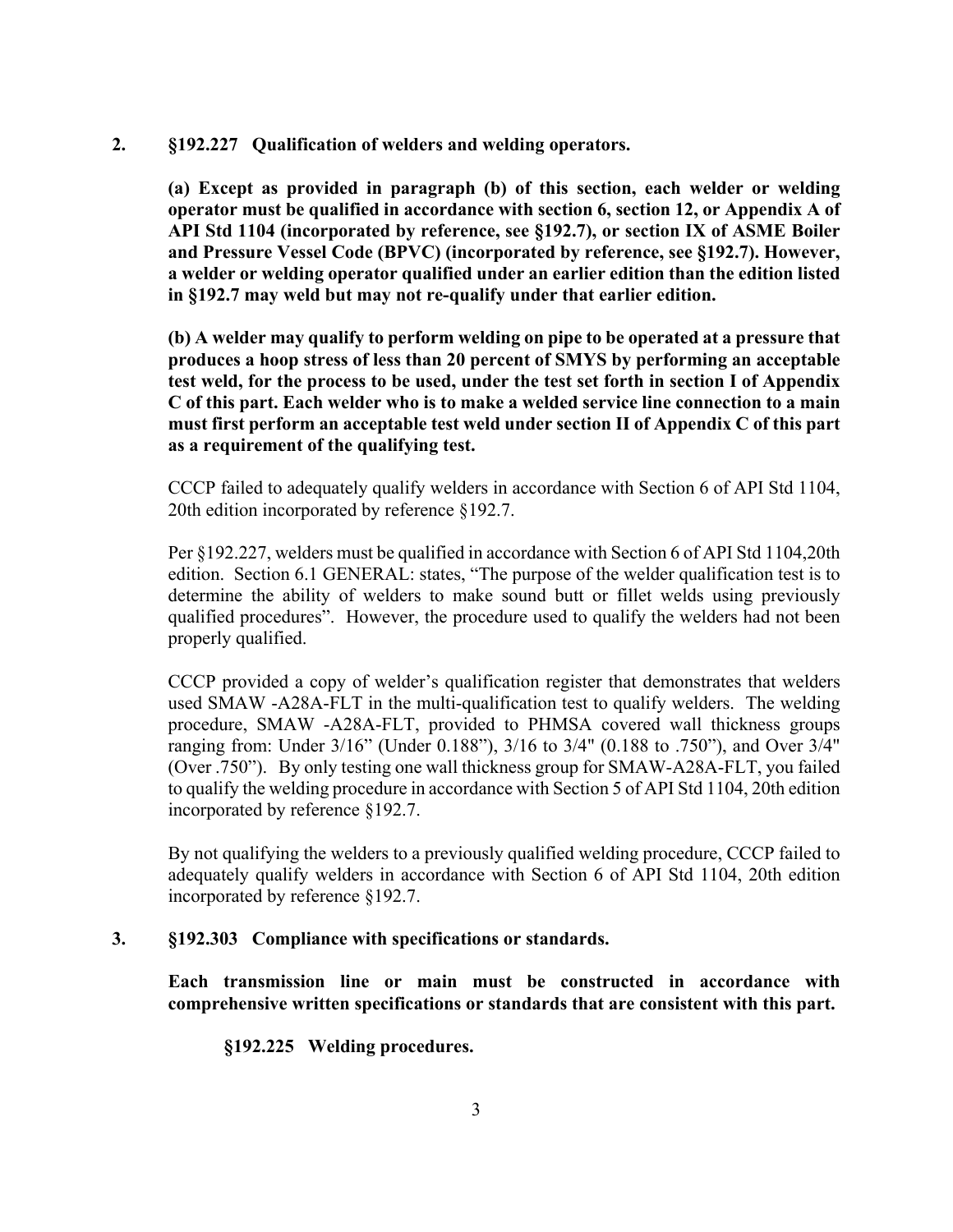**2. §192.227 Qualification of welders and welding operators.**

**(a) Except as provided in paragraph (b) of this section, each welder or welding operator must be qualified in accordance with section 6, section 12, or Appendix A of API Std 1104 (incorporated by reference, see §192.7), or section IX of ASME Boiler and Pressure Vessel Code (BPVC) (incorporated by reference, see §192.7). However, a welder or welding operator qualified under an earlier edition than the edition listed in §192.7 may weld but may not re-qualify under that earlier edition.**

**(b) A welder may qualify to perform welding on pipe to be operated at a pressure that produces a hoop stress of less than 20 percent of SMYS by performing an acceptable test weld, for the process to be used, under the test set forth in section I of Appendix C of this part. Each welder who is to make a welded service line connection to a main must first perform an acceptable test weld under section II of Appendix C of this part as a requirement of the qualifying test.**

CCCP failed to adequately qualify welders in accordance with Section 6 of API Std 1104, 20th edition incorporated by reference §192.7.

Per §192.227, welders must be qualified in accordance with Section 6 of API Std 1104,20th edition. Section 6.1 GENERAL: states, "The purpose of the welder qualification test is to determine the ability of welders to make sound butt or fillet welds using previously qualified procedures". However, the procedure used to qualify the welders had not been properly qualified.

CCCP provided a copy of welder's qualification register that demonstrates that welders used SMAW -A28A-FLT in the multi-qualification test to qualify welders. The welding procedure, SMAW -A28A-FLT, provided to PHMSA covered wall thickness groups ranging from: Under 3/16" (Under 0.188"), 3/16 to 3/4" (0.188 to .750"), and Over 3/4" (Over .750"). By only testing one wall thickness group for SMAW-A28A-FLT, you failed to qualify the welding procedure in accordance with Section 5 of API Std 1104, 20th edition incorporated by reference §192.7.

By not qualifying the welders to a previously qualified welding procedure, CCCP failed to adequately qualify welders in accordance with Section 6 of API Std 1104, 20th edition incorporated by reference §192.7.

**3. §192.303 Compliance with specifications or standards.**

**Each transmission line or main must be constructed in accordance with comprehensive written specifications or standards that are consistent with this part.**

**§192.225 Welding procedures.**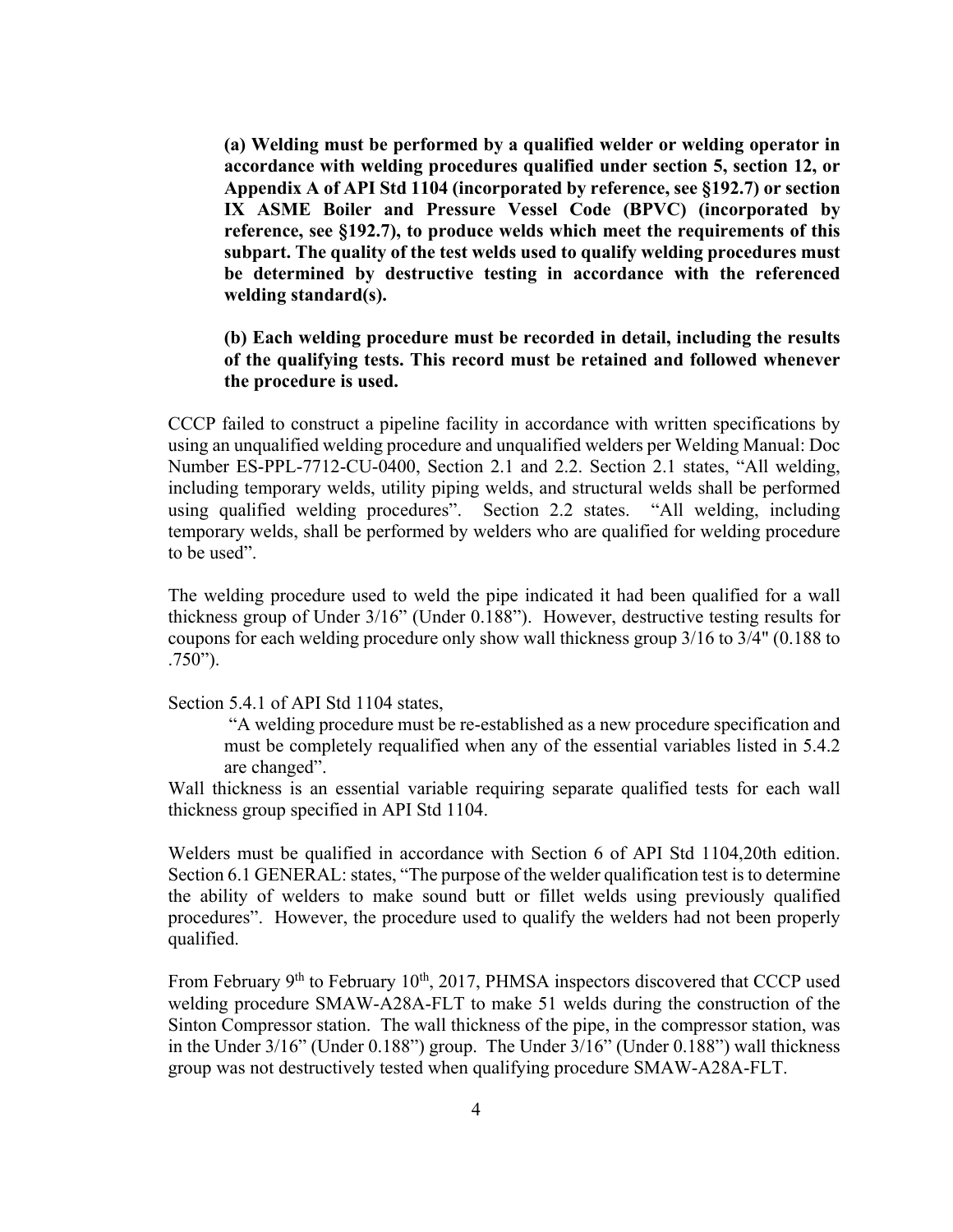**(a) Welding must be performed by a qualified welder or welding operator in accordance with welding procedures qualified under section 5, section 12, or Appendix A of API Std 1104 (incorporated by reference, see §192.7) or section IX ASME Boiler and Pressure Vessel Code (BPVC) (incorporated by reference, see §192.7), to produce welds which meet the requirements of this subpart. The quality of the test welds used to qualify welding procedures must be determined by destructive testing in accordance with the referenced welding standard(s).**

**(b) Each welding procedure must be recorded in detail, including the results of the qualifying tests. This record must be retained and followed whenever the procedure is used.**

CCCP failed to construct a pipeline facility in accordance with written specifications by using an unqualified welding procedure and unqualified welders per Welding Manual: Doc Number ES-PPL-7712-CU-0400, Section 2.1 and 2.2. Section 2.1 states, "All welding, including temporary welds, utility piping welds, and structural welds shall be performed using qualified welding procedures". Section 2.2 states. "All welding, including temporary welds, shall be performed by welders who are qualified for welding procedure to be used".

The welding procedure used to weld the pipe indicated it had been qualified for a wall thickness group of Under 3/16" (Under 0.188"). However, destructive testing results for coupons for each welding procedure only show wall thickness group 3/16 to 3/4" (0.188 to .750").

Section 5.4.1 of API Std 1104 states,

> "A welding procedure must be re-established as a new procedure specification and must be completely requalified when any of the essential variables listed in 5.4.2 are changed".

Wall thickness is an essential variable requiring separate qualified tests for each wall thickness group specified in API Std 1104.

Welders must be qualified in accordance with Section 6 of API Std 1104,20th edition. Section 6.1 GENERAL: states, "The purpose of the welder qualification test is to determine the ability of welders to make sound butt or fillet welds using previously qualified procedures". However, the procedure used to qualify the welders had not been properly qualified.

From February 9th to February 10th, 2017, PHMSA inspectors discovered that CCCP used welding procedure SMAW-A28A-FLT to make 51 welds during the construction of the Sinton Compressor station. The wall thickness of the pipe, in the compressor station, was in the Under 3/16" (Under 0.188") group. The Under 3/16" (Under 0.188") wall thickness group was not destructively tested when qualifying procedure SMAW-A28A-FLT.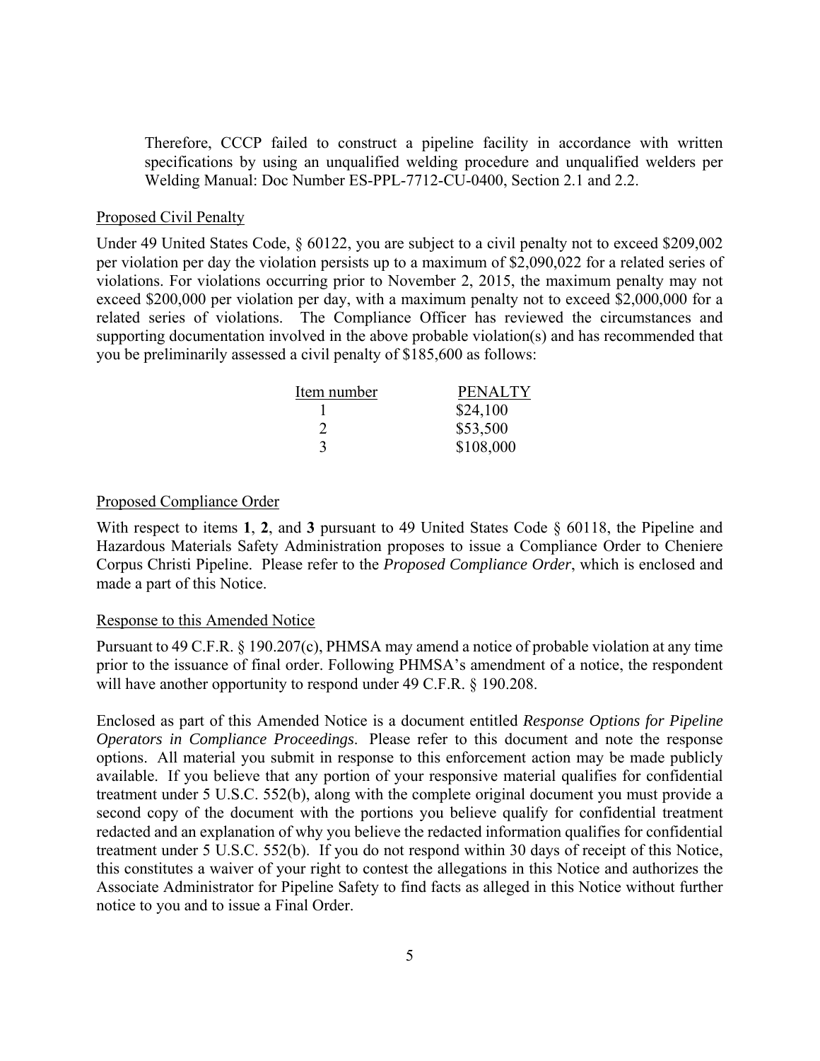Therefore, CCCP failed to construct a pipeline facility in accordance with written specifications by using an unqualified welding procedure and unqualified welders per Welding Manual: Doc Number ES-PPL-7712-CU-0400, Section 2.1 and 2.2.

Proposed Civil Penalty

Under 49 United States Code, § 60122, you are subject to a civil penalty not to exceed $209,002 per violation per day the violation persists up to a maximum of $2,090,022 for a related series of violations. For violations occurring prior to November 2, 2015, the maximum penalty may not exceed $200,000 per violation per day, with a maximum penalty not to exceed $2,000,000 for a related series of violations. The Compliance Officer has reviewed the circumstances and supporting documentation involved in the above probable violation(s) and has recommended that you be preliminarily assessed a civil penalty of $185,600 as follows:

| Item number | PENALTY |
|---|---|
| 1 | $24,100 |
| 2 | $53,500 |
| 3 | $108,000 |

Proposed Compliance Order

With respect to items **1**, **2**, and **3** pursuant to 49 United States Code § 60118, the Pipeline and Hazardous Materials Safety Administration proposes to issue a Compliance Order to Cheniere Corpus Christi Pipeline. Please refer to the *Proposed Compliance Order*, which is enclosed and made a part of this Notice.

Response to this Amended Notice

Pursuant to 49 C.F.R. § 190.207(c), PHMSA may amend a notice of probable violation at any time prior to the issuance of final order. Following PHMSA's amendment of a notice, the respondent will have another opportunity to respond under 49 C.F.R. § 190.208.

Enclosed as part of this Amended Notice is a document entitled *Response Options for Pipeline Operators in Compliance Proceedings*. Please refer to this document and note the response options. All material you submit in response to this enforcement action may be made publicly available. If you believe that any portion of your responsive material qualifies for confidential treatment under 5 U.S.C. 552(b), along with the complete original document you must provide a second copy of the document with the portions you believe qualify for confidential treatment redacted and an explanation of why you believe the redacted information qualifies for confidential treatment under 5 U.S.C. 552(b). If you do not respond within 30 days of receipt of this Notice, this constitutes a waiver of your right to contest the allegations in this Notice and authorizes the Associate Administrator for Pipeline Safety to find facts as alleged in this Notice without further notice to you and to issue a Final Order.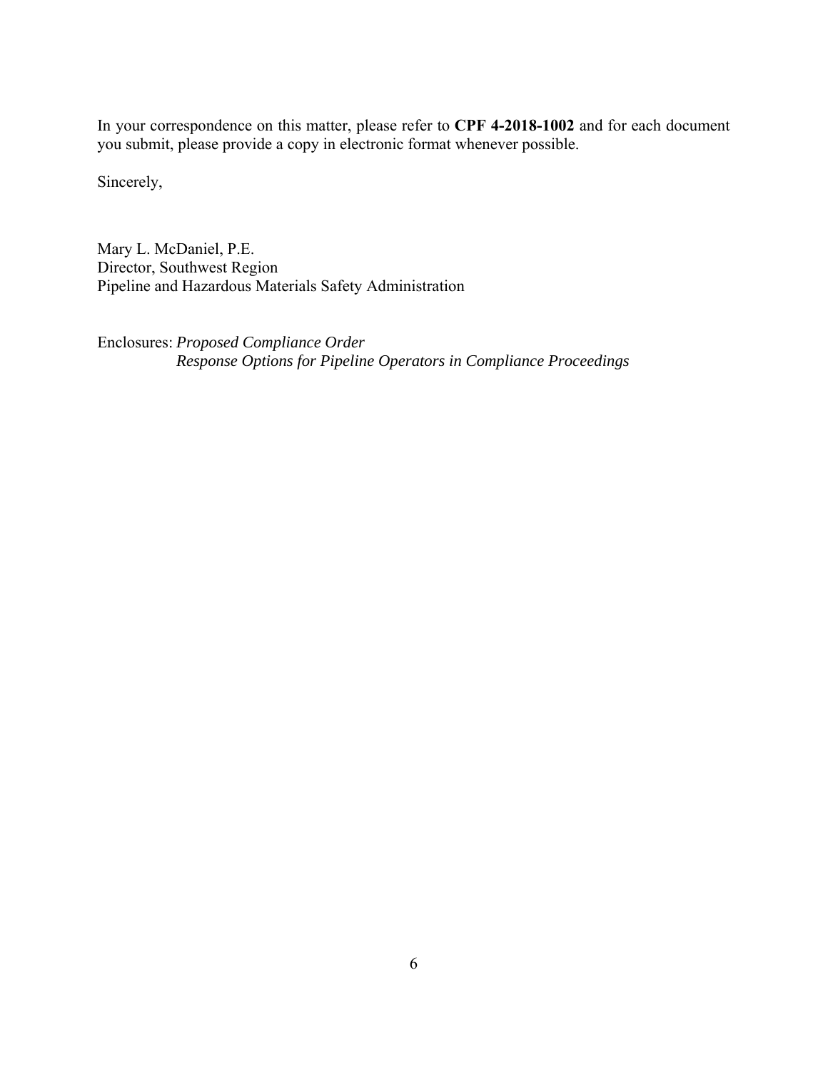In your correspondence on this matter, please refer to **CPF 4-2018-1002** and for each document you submit, please provide a copy in electronic format whenever possible.

Sincerely,

Mary L. McDaniel, P.E.
Director, Southwest Region
Pipeline and Hazardous Materials Safety Administration

Enclosures: *Proposed Compliance Order*
*Response Options for Pipeline Operators in Compliance Proceedings*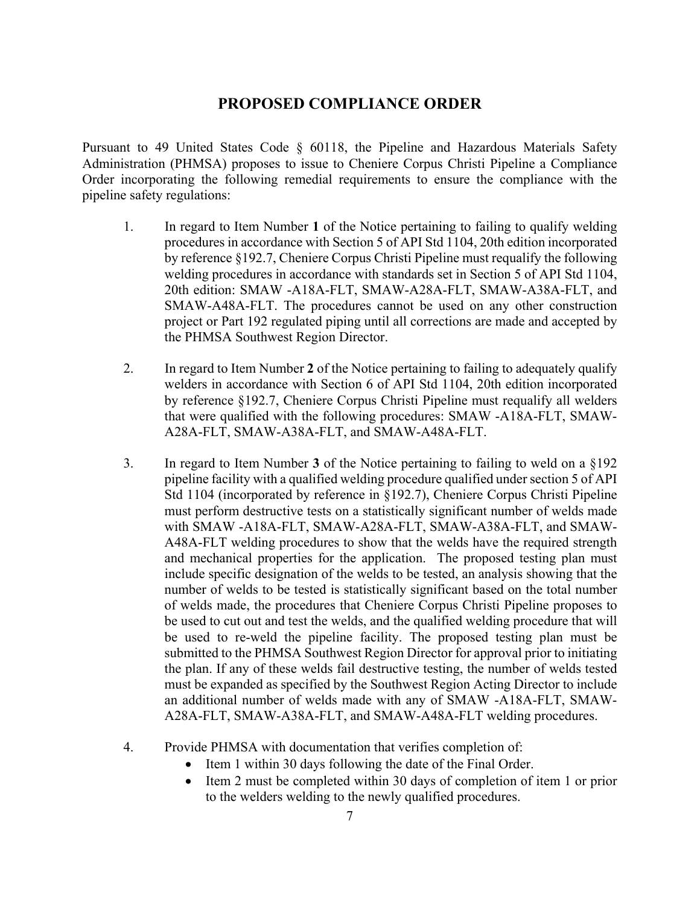## PROPOSED COMPLIANCE ORDER

Pursuant to 49 United States Code § 60118, the Pipeline and Hazardous Materials Safety Administration (PHMSA) proposes to issue to Cheniere Corpus Christi Pipeline a Compliance Order incorporating the following remedial requirements to ensure the compliance with the pipeline safety regulations:

1. In regard to Item Number **1** of the Notice pertaining to failing to qualify welding procedures in accordance with Section 5 of API Std 1104, 20th edition incorporated by reference §192.7, Cheniere Corpus Christi Pipeline must requalify the following welding procedures in accordance with standards set in Section 5 of API Std 1104, 20th edition: SMAW -A18A-FLT, SMAW-A28A-FLT, SMAW-A38A-FLT, and SMAW-A48A-FLT. The procedures cannot be used on any other construction project or Part 192 regulated piping until all corrections are made and accepted by the PHMSA Southwest Region Director.

2. In regard to Item Number **2** of the Notice pertaining to failing to adequately qualify welders in accordance with Section 6 of API Std 1104, 20th edition incorporated by reference §192.7, Cheniere Corpus Christi Pipeline must requalify all welders that were qualified with the following procedures: SMAW -A18A-FLT, SMAW-A28A-FLT, SMAW-A38A-FLT, and SMAW-A48A-FLT.

3. In regard to Item Number **3** of the Notice pertaining to failing to weld on a §192 pipeline facility with a qualified welding procedure qualified under section 5 of API Std 1104 (incorporated by reference in §192.7), Cheniere Corpus Christi Pipeline must perform destructive tests on a statistically significant number of welds made with SMAW -A18A-FLT, SMAW-A28A-FLT, SMAW-A38A-FLT, and SMAW-A48A-FLT welding procedures to show that the welds have the required strength and mechanical properties for the application. The proposed testing plan must include specific designation of the welds to be tested, an analysis showing that the number of welds to be tested is statistically significant based on the total number of welds made, the procedures that Cheniere Corpus Christi Pipeline proposes to be used to cut out and test the welds, and the qualified welding procedure that will be used to re-weld the pipeline facility. The proposed testing plan must be submitted to the PHMSA Southwest Region Director for approval prior to initiating the plan. If any of these welds fail destructive testing, the number of welds tested must be expanded as specified by the Southwest Region Acting Director to include an additional number of welds made with any of SMAW -A18A-FLT, SMAW-A28A-FLT, SMAW-A38A-FLT, and SMAW-A48A-FLT welding procedures.

4. Provide PHMSA with documentation that verifies completion of:
   - Item 1 within 30 days following the date of the Final Order.
   - Item 2 must be completed within 30 days of completion of item 1 or prior to the welders welding to the newly qualified procedures.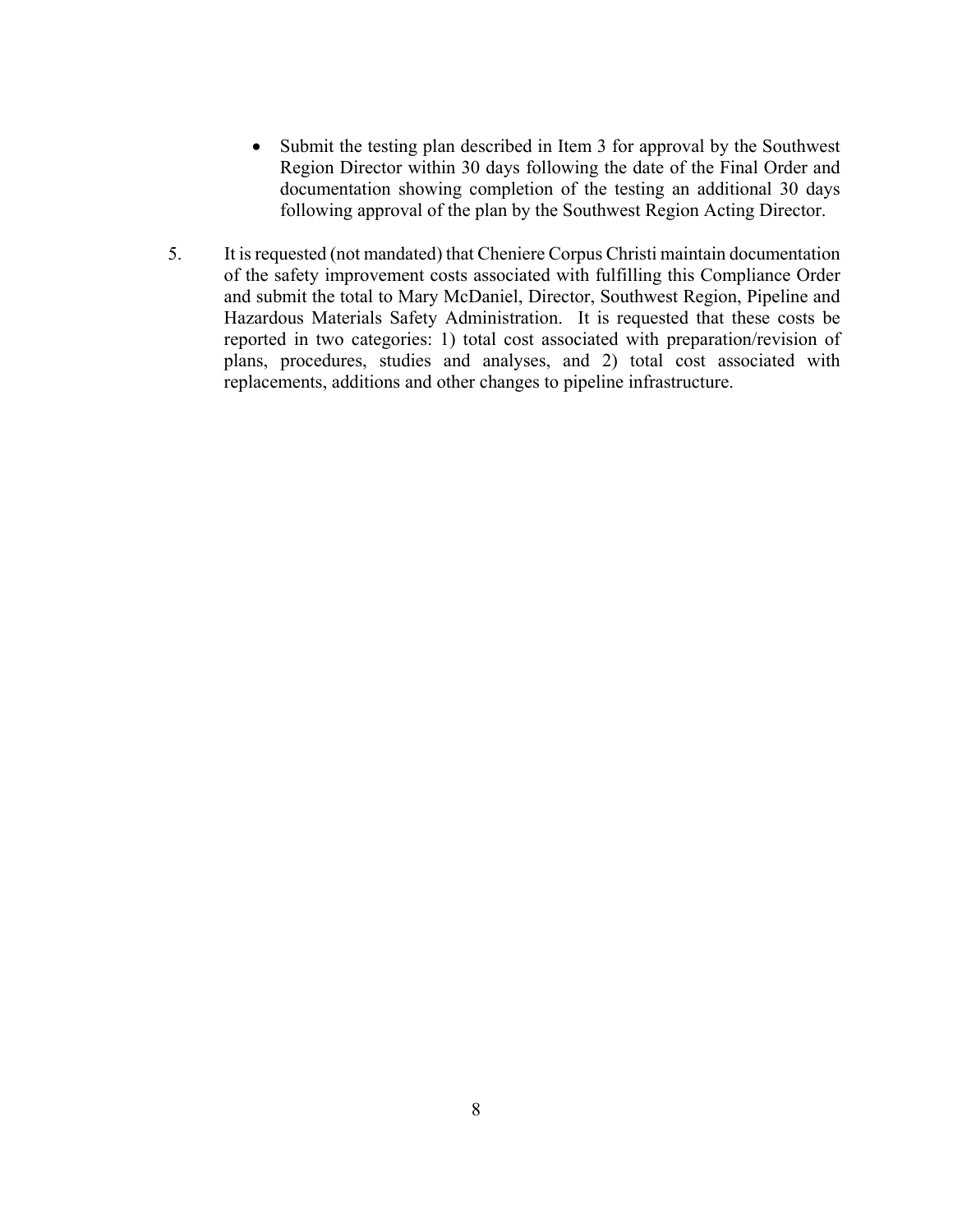- Submit the testing plan described in Item 3 for approval by the Southwest Region Director within 30 days following the date of the Final Order and documentation showing completion of the testing an additional 30 days following approval of the plan by the Southwest Region Acting Director.

5. It is requested (not mandated) that Cheniere Corpus Christi maintain documentation of the safety improvement costs associated with fulfilling this Compliance Order and submit the total to Mary McDaniel, Director, Southwest Region, Pipeline and Hazardous Materials Safety Administration. It is requested that these costs be reported in two categories: 1) total cost associated with preparation/revision of plans, procedures, studies and analyses, and 2) total cost associated with replacements, additions and other changes to pipeline infrastructure.